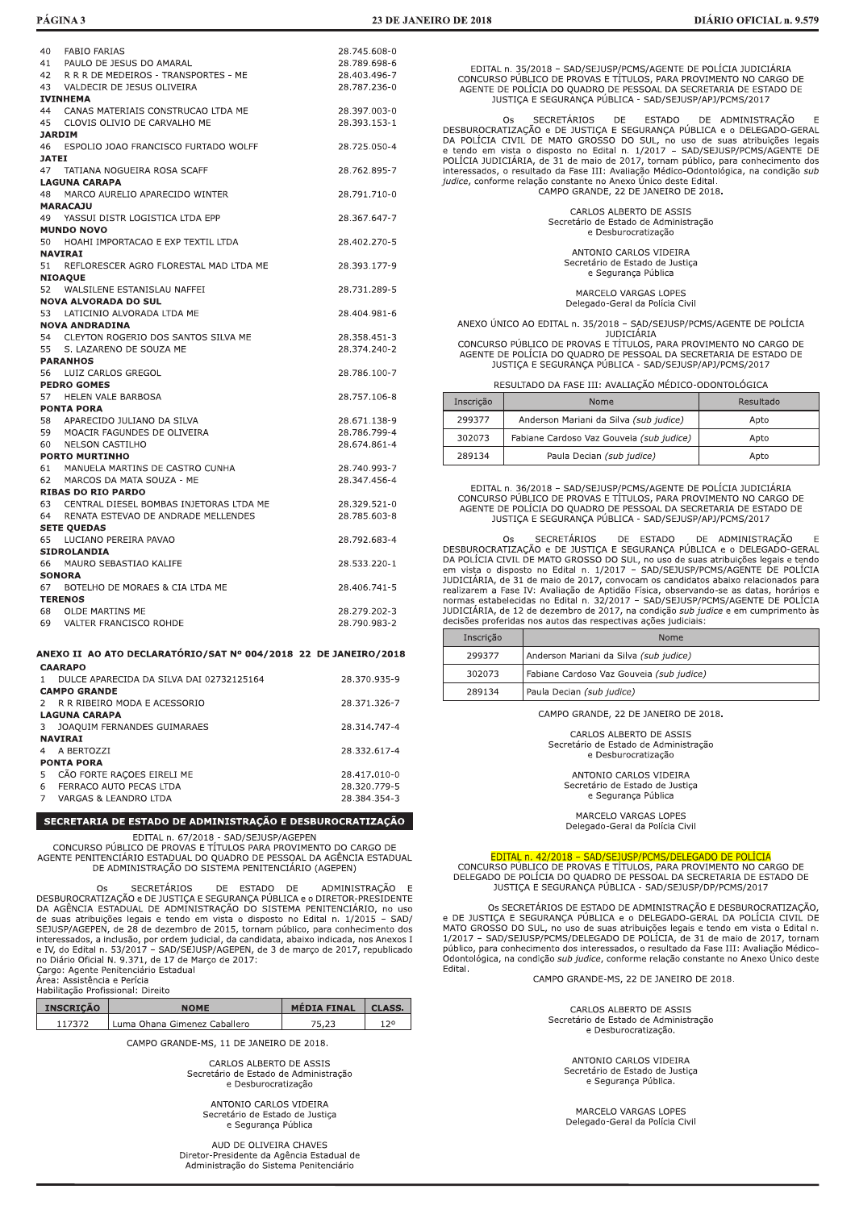| | | |
|---|---|---|
| 40 | FABIO FARIAS | 28.745.608-0 |
| 41 | PAULO DE JESUS DO AMARAL | 28.789.698-6 |
| 42 | R R R DE MEDEIROS - TRANSPORTES - ME | 28.403.496-7 |
| 43 | VALDECIR DE JESUS OLIVEIRA | 28.787.236-0 |
| **IVINHEMA** | | |
| 44 | CANAS MATERIAIS CONSTRUCAO LTDA ME | 28.397.003-0 |
| 45 | CLOVIS OLIVIO DE CARVALHO ME | 28.393.153-1 |
| **JARDIM** | | |
| 46 | ESPOLIO JOAO FRANCISCO FURTADO WOLFF | 28.725.050-4 |
| **JATEI** | | |
| 47 | TATIANA NOGUEIRA ROSA SCAFF | 28.762.895-7 |
| **LAGUNA CARAPA** | | |
| 48 | MARCO AURELIO APARECIDO WINTER | 28.791.710-0 |
| **MARACAJU** | | |
| 49 | YASSUI DISTR LOGISTICA LTDA EPP | 28.367.647-7 |
| **MUNDO NOVO** | | |
| 50 | HOAHI IMPORTACAO E EXP TEXTIL LTDA | 28.402.270-5 |
| **NAVIRAI** | | |
| 51 | REFLORESCER AGRO FLORESTAL MAD LTDA ME | 28.393.177-9 |
| **NIOAQUE** | | |
| 52 | WALSILENE ESTANISLAU NAFFEI | 28.731.289-5 |
| **NOVA ALVORADA DO SUL** | | |
| 53 | LATICINIO ALVORADA LTDA ME | 28.404.981-6 |
| **NOVA ANDRADINA** | | |
| 54 | CLEYTON ROGERIO DOS SANTOS SILVA ME | 28.358.451-3 |
| 55 | S. LAZARENO DE SOUZA ME | 28.374.240-2 |
| **PARANHOS** | | |
| 56 | LUIZ CARLOS GREGOL | 28.786.100-7 |
| **PEDRO GOMES** | | |
| 57 | HELEN VALE BARBOSA | 28.757.106-8 |
| **PONTA PORA** | | |
| 58 | APARECIDO JULIANO DA SILVA | 28.671.138-9 |
| 59 | MOACIR FAGUNDES DE OLIVEIRA | 28.786.799-4 |
| 60 | NELSON CASTILHO | 28.674.861-4 |
| **PORTO MURTINHO** | | |
| 61 | MANUELA MARTINS DE CASTRO CUNHA | 28.740.993-7 |
| 62 | MARCOS DA MATA SOUZA - ME | 28.347.456-4 |
| **RIBAS DO RIO PARDO** | | |
| 63 | CENTRAL DIESEL BOMBAS INJETORAS LTDA ME | 28.329.521-0 |
| 64 | RENATA ESTEVAO DE ANDRADE MELLENDES | 28.785.603-8 |
| **SETE QUEDAS** | | |
| 65 | LUCIANO PEREIRA PAVAO | 28.792.683-4 |
| **SIDROLANDIA** | | |
| 66 | MAURO SEBASTIAO KALIFE | 28.533.220-1 |
| **SONORA** | | |
| 67 | BOTELHO DE MORAES & CIA LTDA ME | 28.406.741-5 |
| **TERENOS** | | |
| 68 | OLDE MARTINS ME | 28.279.202-3 |
| 69 | VALTER FRANCISCO ROHDE | 28.790.983-2 |

**ANEXO II AO ATO DECLARATÓRIO/SAT Nº 004/2018 22 DE JANEIRO/2018**

| | | |
|---|---|---|
| **CAARAPO** | | |
| 1 | DULCE APARECIDA DA SILVA DAI 02732125164 | 28.370.935-9 |
| **CAMPO GRANDE** | | |
| 2 | R R RIBEIRO MODA E ACESSORIO | 28.371.326-7 |
| **LAGUNA CARAPA** | | |
| 3 | JOAQUIM FERNANDES GUIMARAES | 28.314.747-4 |
| **NAVIRAI** | | |
| 4 | A BERTOZZI | 28.332.617-4 |
| **PONTA PORA** | | |
| 5 | CÃO FORTE RAÇOES EIRELI ME | 28.417.010-0 |
| 6 | FERRACO AUTO PECAS LTDA | 28.320.779-5 |
| 7 | VARGAS & LEANDRO LTDA | 28.384.354-3 |

## SECRETARIA DE ESTADO DE ADMINISTRAÇÃO E DESBUROCRATIZAÇÃO

EDITAL n. 67/2018 - SAD/SEJUSP/AGEPEN
CONCURSO PÚBLICO DE PROVAS E TÍTULOS PARA PROVIMENTO DO CARGO DE AGENTE PENITENCIÁRIO ESTADUAL DO QUADRO DE PESSOAL DA AGÊNCIA ESTADUAL DE ADMINISTRAÇÃO DO SISTEMA PENITENCIÁRIO (AGEPEN)

Os SECRETÁRIOS DE ESTADO DE ADMINISTRAÇÃO E DESBUROCRATIZAÇÃO e DE JUSTIÇA E SEGURANÇA PÚBLICA e o DIRETOR-PRESIDENTE DA AGÊNCIA ESTADUAL DE ADMINISTRAÇÃO DO SISTEMA PENITENCIÁRIO, no uso de suas atribuições legais e tendo em vista o disposto no Edital n. 1/2015 – SAD/SEJUSP/AGEPEN, de 28 de dezembro de 2015, tornam público, para conhecimento dos interessados, a inclusão, por ordem judicial, da candidata, abaixo indicada, nos Anexos I e IV, do Edital n. 53/2017 – SAD/SEJUSP/AGEPEN, de 3 de março de 2017, republicado no Diário Oficial N. 9.371, de 17 de Março de 2017:
Cargo: Agente Penitenciário Estadual
Área: Assistência e Perícia
Habilitação Profissional: Direito

| INSCRIÇÃO | NOME | MÉDIA FINAL | CLASS. |
|---|---|---|---|
| 117372 | Luma Ohana Gimenez Caballero | 75,23 | 12º |

CAMPO GRANDE-MS, 11 DE JANEIRO DE 2018.

CARLOS ALBERTO DE ASSIS
Secretário de Estado de Administração e Desburocratização

ANTONIO CARLOS VIDEIRA
Secretário de Estado de Justiça e Segurança Pública

AUD DE OLIVEIRA CHAVES
Diretor-Presidente da Agência Estadual de Administração do Sistema Penitenciário

EDITAL n. 35/2018 – SAD/SEJUSP/PCMS/AGENTE DE POLÍCIA JUDICIÁRIA
CONCURSO PÚBLICO DE PROVAS E TÍTULOS, PARA PROVIMENTO NO CARGO DE AGENTE DE POLÍCIA DO QUADRO DE PESSOAL DA SECRETARIA DE ESTADO DE JUSTIÇA E SEGURANÇA PÚBLICA - SAD/SEJUSP/APJ/PCMS/2017

Os SECRETÁRIOS DE ESTADO DE ADMINISTRAÇÃO E DESBUROCRATIZAÇÃO e DE JUSTIÇA E SEGURANÇA PÚBLICA e o DELEGADO-GERAL DA POLÍCIA CIVIL DE MATO GROSSO DO SUL, no uso de suas atribuições legais e tendo em vista o disposto no Edital n. 1/2017 – SAD/SEJUSP/PCMS/AGENTE DE POLÍCIA JUDICIÁRIA, de 31 de maio de 2017, tornam público, para conhecimento dos interessados, o resultado da Fase III: Avaliação Médico-Odontológica, na condição *sub judice*, conforme relação constante no Anexo Único deste Edital.
CAMPO GRANDE, 22 DE JANEIRO DE 2018.

CARLOS ALBERTO DE ASSIS
Secretário de Estado de Administração e Desburocratização

ANTONIO CARLOS VIDEIRA
Secretário de Estado de Justiça e Segurança Pública

MARCELO VARGAS LOPES
Delegado-Geral da Polícia Civil

ANEXO ÚNICO AO EDITAL n. 35/2018 – SAD/SEJUSP/PCMS/AGENTE DE POLÍCIA JUDICIÁRIA
CONCURSO PÚBLICO DE PROVAS E TÍTULOS, PARA PROVIMENTO NO CARGO DE AGENTE DE POLÍCIA DO QUADRO DE PESSOAL DA SECRETARIA DE ESTADO DE JUSTIÇA E SEGURANÇA PÚBLICA - SAD/SEJUSP/APJ/PCMS/2017

RESULTADO DA FASE III: AVALIAÇÃO MÉDICO-ODONTOLÓGICA

| Inscrição | Nome | Resultado |
|---|---|---|
| 299377 | Anderson Mariani da Silva (*sub judice*) | Apto |
| 302073 | Fabiane Cardoso Vaz Gouveia (*sub judice*) | Apto |
| 289134 | Paula Decian (*sub judice*) | Apto |

EDITAL n. 36/2018 – SAD/SEJUSP/PCMS/AGENTE DE POLÍCIA JUDICIÁRIA
CONCURSO PÚBLICO DE PROVAS E TÍTULOS, PARA PROVIMENTO NO CARGO DE AGENTE DE POLÍCIA DO QUADRO DE PESSOAL DA SECRETARIA DE ESTADO DE JUSTIÇA E SEGURANÇA PÚBLICA - SAD/SEJUSP/APJ/PCMS/2017

Os SECRETÁRIOS DE ESTADO DE ADMINISTRAÇÃO E DESBUROCRATIZAÇÃO e DE JUSTIÇA E SEGURANÇA PÚBLICA e o DELEGADO-GERAL DA POLÍCIA CIVIL DE MATO GROSSO DO SUL, no uso de suas atribuições legais e tendo em vista o disposto no Edital n. 1/2017 – SAD/SEJUSP/PCMS/AGENTE DE POLÍCIA JUDICIÁRIA, de 31 de maio de 2017, convocam os candidatos abaixo relacionados para realizarem a Fase IV: Avaliação de Aptidão Física, observando-se as datas, horários e normas estabelecidas no Edital n. 32/2017 – SAD/SEJUSP/PCMS/AGENTE DE POLÍCIA JUDICIÁRIA, de 12 de dezembro de 2017, na condição *sub judice* e em cumprimento às decisões proferidas nos autos das respectivas ações judiciais:

| Inscrição | Nome |
|---|---|
| 299377 | Anderson Mariani da Silva (*sub judice*) |
| 302073 | Fabiane Cardoso Vaz Gouveia (*sub judice*) |
| 289134 | Paula Decian (*sub judice*) |

CAMPO GRANDE, 22 DE JANEIRO DE 2018.

CARLOS ALBERTO DE ASSIS
Secretário de Estado de Administração e Desburocratização

ANTONIO CARLOS VIDEIRA
Secretário de Estado de Justiça e Segurança Pública

MARCELO VARGAS LOPES
Delegado-Geral da Polícia Civil

EDITAL n. 42/2018 – SAD/SEJUSP/PCMS/DELEGADO DE POLÍCIA
CONCURSO PÚBLICO DE PROVAS E TÍTULOS, PARA PROVIMENTO NO CARGO DE DELEGADO DE POLÍCIA DO QUADRO DE PESSOAL DA SECRETARIA DE ESTADO DE JUSTIÇA E SEGURANÇA PÚBLICA - SAD/SEJUSP/DP/PCMS/2017

Os SECRETÁRIOS DE ESTADO DE ADMINISTRAÇÃO E DESBUROCRATIZAÇÃO, e DE JUSTIÇA E SEGURANÇA PÚBLICA e o DELEGADO-GERAL DA POLÍCIA CIVIL DE MATO GROSSO DO SUL, no uso de suas atribuições legais e tendo em vista o Edital n. 1/2017 – SAD/SEJUSP/PCMS/DELEGADO DE POLÍCIA, de 31 de maio de 2017, tornam público, para conhecimento dos interessados, o resultado da Fase III: Avaliação Médico-Odontológica, na condição *sub judice*, conforme relação constante no Anexo Único deste Edital.

CAMPO GRANDE-MS, 22 DE JANEIRO DE 2018.

CARLOS ALBERTO DE ASSIS
Secretário de Estado de Administração e Desburocratização.

ANTONIO CARLOS VIDEIRA
Secretário de Estado de Justiça e Segurança Pública.

MARCELO VARGAS LOPES
Delegado-Geral da Polícia Civil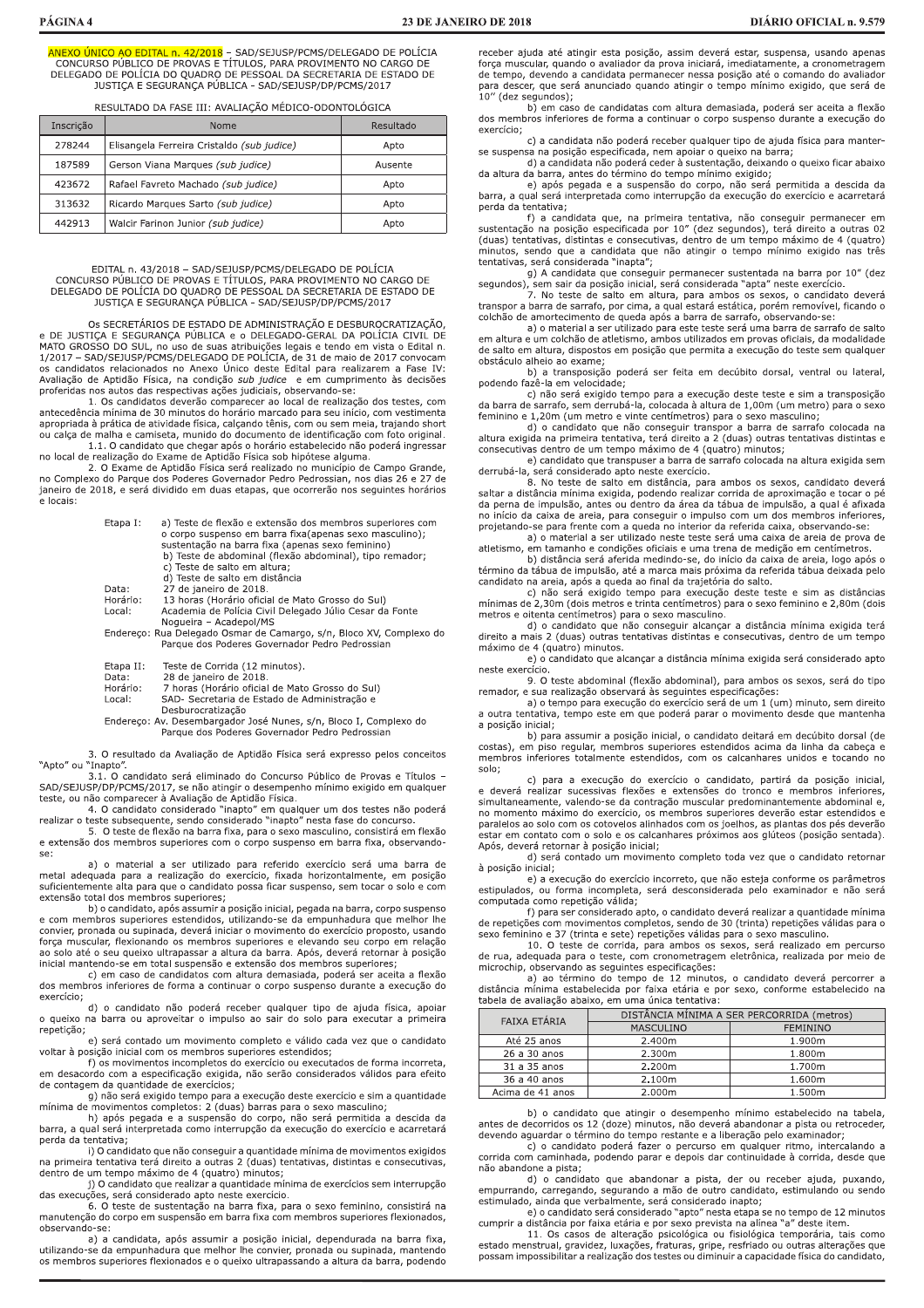ANEXO ÚNICO AO EDITAL n. 42/2018 – SAD/SEJUSP/PCMS/DELEGADO DE POLÍCIA
CONCURSO PÚBLICO DE PROVAS E TÍTULOS, PARA PROVIMENTO NO CARGO DE DELEGADO DE POLÍCIA DO QUADRO DE PESSOAL DA SECRETARIA DE ESTADO DE JUSTIÇA E SEGURANÇA PÚBLICA - SAD/SEJUSP/DP/PCMS/2017

RESULTADO DA FASE III: AVALIAÇÃO MÉDICO-ODONTOLÓGICA

| Inscrição | Nome | Resultado |
|---|---|---|
| 278244 | Elisangela Ferreira Cristaldo *(sub judice)* | Apto |
| 187589 | Gerson Viana Marques *(sub judice)* | Ausente |
| 423672 | Rafael Favreto Machado *(sub judice)* | Apto |
| 313632 | Ricardo Marques Sarto *(sub judice)* | Apto |
| 442913 | Walcir Farinon Junior *(sub judice)* | Apto |

EDITAL n. 43/2018 – SAD/SEJUSP/PCMS/DELEGADO DE POLÍCIA
CONCURSO PÚBLICO DE PROVAS E TÍTULOS, PARA PROVIMENTO NO CARGO DE DELEGADO DE POLÍCIA DO QUADRO DE PESSOAL DA SECRETARIA DE ESTADO DE JUSTIÇA E SEGURANÇA PÚBLICA - SAD/SEJUSP/DP/PCMS/2017

Os SECRETÁRIOS DE ESTADO DE ADMINISTRAÇÃO E DESBUROCRATIZAÇÃO, e DE JUSTIÇA E SEGURANÇA PÚBLICA e o DELEGADO-GERAL DA POLÍCIA CIVIL DE MATO GROSSO DO SUL, no uso de suas atribuições legais e tendo em vista o Edital n. 1/2017 – SAD/SEJUSP/PCMS/DELEGADO DE POLÍCIA, de 31 de maio de 2017 convocam os candidatos relacionados no Anexo Único deste Edital para realizarem a Fase IV: Avaliação de Aptidão Física, na condição *sub judice* e em cumprimento às decisões proferidas nos autos das respectivas ações judiciais, observando-se:

1. Os candidatos deverão comparecer ao local de realização dos testes, com antecedência mínima de 30 minutos do horário marcado para seu início, com vestimenta apropriada à prática de atividade física, calçando tênis, com ou sem meia, trajando short ou calça de malha e camiseta, munido do documento de identificação com foto original.

1.1. O candidato que chegar após o horário estabelecido não poderá ingressar no local de realização do Exame de Aptidão Física sob hipótese alguma.

2. O Exame de Aptidão Física será realizado no município de Campo Grande, no Complexo do Parque dos Poderes Governador Pedro Pedrossian, nos dias 26 e 27 de janeiro de 2018, e será dividido em duas etapas, que ocorrerão nos seguintes horários e locais:

Etapa I: a) Teste de flexão e extensão dos membros superiores com o corpo suspenso em barra fixa(apenas sexo masculino); sustentação na barra fixa (apenas sexo feminino)
b) Teste de abdominal (flexão abdominal), tipo remador;
c) Teste de salto em altura;
d) Teste de salto em distância
Data: 27 de janeiro de 2018.
Horário: 13 horas (Horário oficial de Mato Grosso do Sul)
Local: Academia de Polícia Civil Delegado Júlio Cesar da Fonte Nogueira – Acadepol/MS
Endereço: Rua Delegado Osmar de Camargo, s/n, Bloco XV, Complexo do Parque dos Poderes Governador Pedro Pedrossian

Etapa II: Teste de Corrida (12 minutos).
Data: 28 de janeiro de 2018.
Horário: 7 horas (Horário oficial de Mato Grosso do Sul)
Local: SAD- Secretaria de Estado de Administração e Desburocratização
Endereço: Av. Desembargador José Nunes, s/n, Bloco I, Complexo do Parque dos Poderes Governador Pedro Pedrossian

3. O resultado da Avaliação de Aptidão Física será expresso pelos conceitos "Apto" ou "Inapto".

3.1. O candidato será eliminado do Concurso Público de Provas e Títulos – SAD/SEJUSP/DP/PCMS/2017, se não atingir o desempenho mínimo exigido em qualquer teste, ou não comparecer à Avaliação de Aptidão Física.

4. O candidato considerado "inapto" em qualquer um dos testes não poderá realizar o teste subsequente, sendo considerado "inapto" nesta fase do concurso.

5. O teste de flexão na barra fixa, para o sexo masculino, consistirá em flexão e extensão dos membros superiores com o corpo suspenso em barra fixa, observando-se:

a) o material a ser utilizado para referido exercício será uma barra de metal adequada para a realização do exercício, fixada horizontalmente, em posição suficientemente alta para que o candidato possa ficar suspenso, sem tocar o solo e com extensão total dos membros superiores;

b) o candidato, após assumir a posição inicial, pegada na barra, corpo suspenso e com membros superiores estendidos, utilizando-se da empunhadura que melhor lhe convier, pronada ou supinada, deverá iniciar o movimento do exercício proposto, usando força muscular, flexionando os membros superiores e elevando seu corpo em relação ao solo até o seu queixo ultrapassar a altura da barra. Após, deverá retornar à posição inicial mantendo-se em total suspensão e extensão dos membros superiores;

c) em caso de candidatos com altura demasiada, poderá ser aceita a flexão dos membros inferiores de forma a continuar o corpo suspenso durante a execução do exercício;

d) o candidato não poderá receber qualquer tipo de ajuda física, apoiar o queixo na barra ou aproveitar o impulso ao sair do solo para executar a primeira repetição;

e) será contado um movimento completo e válido cada vez que o candidato voltar à posição inicial com os membros superiores estendidos;

f) os movimentos incompletos do exercício ou executados de forma incorreta, em desacordo com a especificação exigida, não serão considerados válidos para efeito de contagem da quantidade de exercícios;

g) não será exigido tempo para a execução deste exercício e sim a quantidade mínima de movimentos completos: 2 (duas) barras para o sexo masculino;

h) após pegada e a suspensão do corpo, não será permitida a descida da barra, a qual será interpretada como interrupção da execução do exercício e acarretará perda da tentativa;

i) O candidato que não conseguir a quantidade mínima de movimentos exigidos na primeira tentativa terá direito a outras 2 (duas) tentativas, distintas e consecutivas, dentro de um tempo máximo de 4 (quatro) minutos;

j) O candidato que realizar a quantidade mínima de exercícios sem interrupção das execuções, será considerado apto neste exercício.

6. O teste de sustentação na barra fixa, para o sexo feminino, consistirá na manutenção do corpo em suspensão em barra fixa com membros superiores flexionados, observando-se:

a) a candidata, após assumir a posição inicial, dependurada na barra fixa, utilizando-se da empunhadura que melhor lhe convier, pronada ou supinada, mantendo os membros superiores flexionados e o queixo ultrapassando a altura da barra, podendo receber ajuda até atingir esta posição, assim deverá estar, suspensa, usando apenas força muscular, quando o avaliador da prova iniciará, imediatamente, a cronometragem de tempo, devendo a candidata permanecer nessa posição até o comando do avaliador para descer, que será anunciado quando atingir o tempo mínimo exigido, que será de 10" (dez segundos);

b) em caso de candidatas com altura demasiada, poderá ser aceita a flexão dos membros inferiores de forma a continuar o corpo suspenso durante a execução do exercício;

c) a candidata não poderá receber qualquer tipo de ajuda física para manter-se suspensa na posição especificada, nem apoiar o queixo na barra;

d) a candidata não poderá ceder à sustentação, deixando o queixo ficar abaixo da altura da barra, antes do término do tempo mínimo exigido;

e) após pegada e a suspensão do corpo, não será permitida a descida da barra, a qual será interpretada como interrupção da execução do exercício e acarretará perda da tentativa;

f) a candidata que, na primeira tentativa, não conseguir permanecer em sustentação na posição especificada por 10" (dez segundos), terá direito a outras 02 (duas) tentativas, distintas e consecutivas, dentro de um tempo máximo de 4 (quatro) minutos, sendo que a candidata que não atingir o tempo mínimo exigido nas três tentativas, será considerada "inapta";

g) A candidata que conseguir permanecer sustentada na barra por 10" (dez segundos), sem sair da posição inicial, será considerada "apta" neste exercício.

7. No teste de salto em altura, para ambos os sexos, o candidato deverá transpor a barra de sarrafo, por cima, a qual estará estática, porém removível, ficando o colchão de amortecimento de queda após a barra de sarrafo, observando-se:

a) o material a ser utilizado para este teste será uma barra de sarrafo de salto em altura e um colchão de atletismo, ambos utilizados em provas oficiais, da modalidade de salto em altura, dispostos em posição que permita a execução do teste sem qualquer obstáculo alheio ao exame;

b) a transposição poderá ser feita em decúbito dorsal, ventral ou lateral, podendo fazê-la em velocidade;

c) não será exigido tempo para a execução deste teste e sim a transposição da barra de sarrafo, sem derrubá-la, colocada à altura de 1,00m (um metro) para o sexo feminino e 1,20m (um metro e vinte centímetros) para o sexo masculino;

d) o candidato que não conseguir transpor a barra de sarrafo colocada na altura exigida na primeira tentativa, terá direito a 2 (duas) outras tentativas distintas e consecutivas dentro de um tempo máximo de 4 (quatro) minutos;

e) candidato que transpuser a barra de sarrafo colocada na altura exigida sem derrubá-la, será considerado apto neste exercício.

8. No teste de salto em distância, para ambos os sexos, candidato deverá saltar a distância mínima exigida, podendo realizar corrida de aproximação e tocar o pé da perna de impulsão, antes ou dentro da área da tábua de impulsão, a qual é afixada no início da caixa de areia, para conseguir o impulso com um dos membros inferiores, projetando-se para frente com a queda no interior da referida caixa, observando-se:

a) o material a ser utilizado neste teste será uma caixa de areia de prova de atletismo, em tamanho e condições oficiais e uma trena de medição em centímetros.

b) distância será aferida medindo-se, do início da caixa de areia, logo após o término da tábua de impulsão, até a marca mais próxima da referida tábua deixada pelo candidato na areia, após a queda ao final da trajetória do salto.

c) não será exigido tempo para execução deste teste e sim as distâncias mínimas de 2,30m (dois metros e trinta centímetros) para o sexo feminino e 2,80m (dois metros e oitenta centímetros) para o sexo masculino.

d) o candidato que não conseguir alcançar a distância mínima exigida terá direito a mais 2 (duas) outras tentativas distintas e consecutivas, dentro de um tempo máximo de 4 (quatro) minutos.

e) o candidato que alcançar a distância mínima exigida será considerado apto neste exercício.

9. O teste abdominal (flexão abdominal), para ambos os sexos, será do tipo remador, e sua realização observará às seguintes especificações:

a) o tempo para execução do exercício será de um 1 (um) minuto, sem direito a outra tentativa, tempo este em que poderá parar o movimento desde que mantenha a posição inicial;

b) para assumir a posição inicial, o candidato deitará em decúbito dorsal (de costas), em piso regular, membros superiores estendidos acima da linha da cabeça e membros inferiores totalmente estendidos, com os calcanhares unidos e tocando no solo;

c) para a execução do exercício o candidato, partirá da posição inicial, e deverá realizar sucessivas flexões e extensões do tronco e membros inferiores, simultaneamente, valendo-se da contração muscular predominantemente abdominal e, no momento máximo do exercício, os membros superiores deverão estar estendidos e paralelos ao solo com os cotovelos alinhados com os joelhos, as plantas dos pés deverão estar em contato com o solo e os calcanhares próximos aos glúteos (posição sentada). Após, deverá retornar à posição inicial;

d) será contado um movimento completo toda vez que o candidato retornar à posição inicial;

e) a execução do exercício incorreto, que não esteja conforme os parâmetros estipulados, ou forma incompleta, será desconsiderada pelo examinador e não será computada como repetição válida;

f) para ser considerado apto, o candidato deverá realizar a quantidade mínima de repetições com movimentos completos, sendo de 30 (trinta) repetições válidas para o sexo feminino e 37 (trinta e sete) repetições válidas para o sexo masculino.

10. O teste de corrida, para ambos os sexos, será realizado em percurso de rua, adequada para o teste, com cronometragem eletrônica, realizada por meio de microchip, observando as seguintes especificações:

a) ao término do tempo de 12 minutos, o candidato deverá percorrer a distância mínima estabelecida por faixa etária e por sexo, conforme estabelecido na tabela de avaliação abaixo, em uma única tentativa:

| FAIXA ETÁRIA | DISTÂNCIA MÍNIMA A SER PERCORRIDA (metros) | |
|---|---|---|
| | MASCULINO | FEMININO |
| Até 25 anos | 2.400m | 1.900m |
| 26 a 30 anos | 2.300m | 1.800m |
| 31 a 35 anos | 2.200m | 1.700m |
| 36 a 40 anos | 2.100m | 1.600m |
| Acima de 41 anos | 2.000m | 1.500m |

b) o candidato que atingir o desempenho mínimo estabelecido na tabela, antes de decorridos os 12 (doze) minutos, não deverá abandonar a pista ou retroceder, devendo aguardar o término do tempo restante e a liberação pelo examinador;

c) o candidato poderá fazer o percurso em qualquer ritmo, intercalando a corrida com caminhada, podendo parar e depois dar continuidade à corrida, desde que não abandone a pista;

d) o candidato que abandonar a pista, der ou receber ajuda, puxando, empurrando, carregando, segurando a mão de outro candidato, estimulando ou sendo estimulado, ainda que verbalmente, será considerado inapto;

e) o candidato será considerado "apto" nesta etapa se no tempo de 12 minutos cumprir a distância por faixa etária e por sexo prevista na alínea "a" deste item.

11. Os casos de alteração psicológica ou fisiológica temporária, tais como estado menstrual, gravidez, luxações, fraturas, gripe, resfriado ou outras alterações que possam impossibilitar a realização dos testes ou diminuir a capacidade física do candidato,